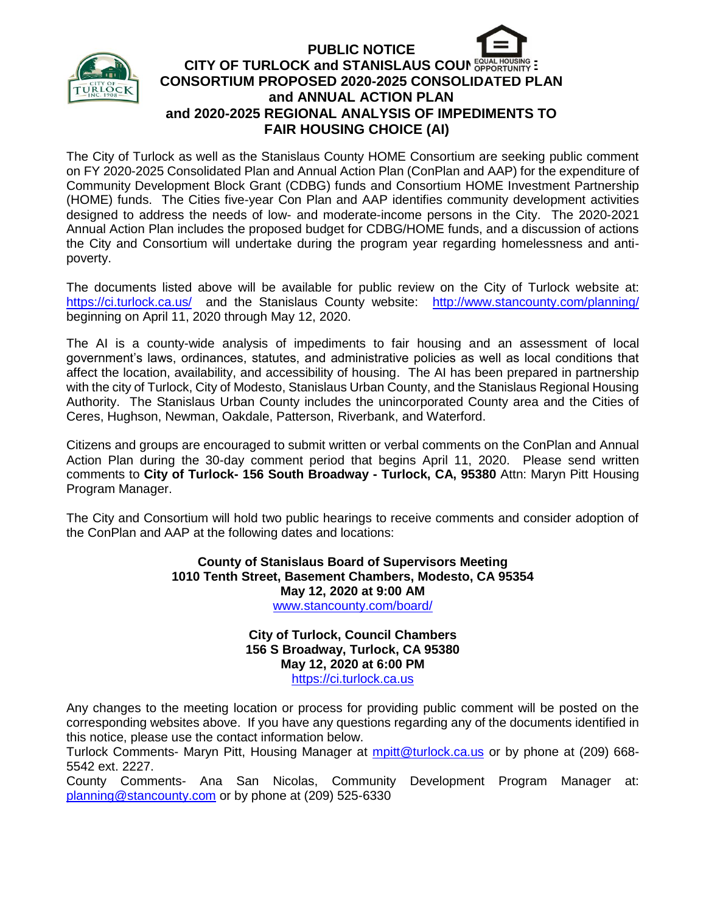# PUBLIC NOTICE
## CITY OF TURLOCK and STANISLAUS COUNTY HOME CONSORTIUM PROPOSED 2020-2025 CONSOLIDATED PLAN and ANNUAL ACTION PLAN and 2020-2025 REGIONAL ANALYSIS OF IMPEDIMENTS TO FAIR HOUSING CHOICE (AI)

The City of Turlock as well as the Stanislaus County HOME Consortium are seeking public comment on FY 2020-2025 Consolidated Plan and Annual Action Plan (ConPlan and AAP) for the expenditure of Community Development Block Grant (CDBG) funds and Consortium HOME Investment Partnership (HOME) funds. The Cities five-year Con Plan and AAP identifies community development activities designed to address the needs of low- and moderate-income persons in the City. The 2020-2021 Annual Action Plan includes the proposed budget for CDBG/HOME funds, and a discussion of actions the City and Consortium will undertake during the program year regarding homelessness and anti-poverty.

The documents listed above will be available for public review on the City of Turlock website at: https://ci.turlock.ca.us/ and the Stanislaus County website: http://www.stancounty.com/planning/ beginning on April 11, 2020 through May 12, 2020.

The AI is a county-wide analysis of impediments to fair housing and an assessment of local government's laws, ordinances, statutes, and administrative policies as well as local conditions that affect the location, availability, and accessibility of housing. The AI has been prepared in partnership with the city of Turlock, City of Modesto, Stanislaus Urban County, and the Stanislaus Regional Housing Authority. The Stanislaus Urban County includes the unincorporated County area and the Cities of Ceres, Hughson, Newman, Oakdale, Patterson, Riverbank, and Waterford.

Citizens and groups are encouraged to submit written or verbal comments on the ConPlan and Annual Action Plan during the 30-day comment period that begins April 11, 2020. Please send written comments to **City of Turlock- 156 South Broadway - Turlock, CA, 95380** Attn: Maryn Pitt Housing Program Manager.

The City and Consortium will hold two public hearings to receive comments and consider adoption of the ConPlan and AAP at the following dates and locations:

**County of Stanislaus Board of Supervisors Meeting**
**1010 Tenth Street, Basement Chambers, Modesto, CA 95354**
**May 12, 2020 at 9:00 AM**
www.stancounty.com/board/

**City of Turlock, Council Chambers**
**156 S Broadway, Turlock, CA 95380**
**May 12, 2020 at 6:00 PM**
https://ci.turlock.ca.us

Any changes to the meeting location or process for providing public comment will be posted on the corresponding websites above. If you have any questions regarding any of the documents identified in this notice, please use the contact information below.

Turlock Comments- Maryn Pitt, Housing Manager at mpitt@turlock.ca.us or by phone at (209) 668-5542 ext. 2227.

County Comments- Ana San Nicolas, Community Development Program Manager at: planning@stancounty.com or by phone at (209) 525-6330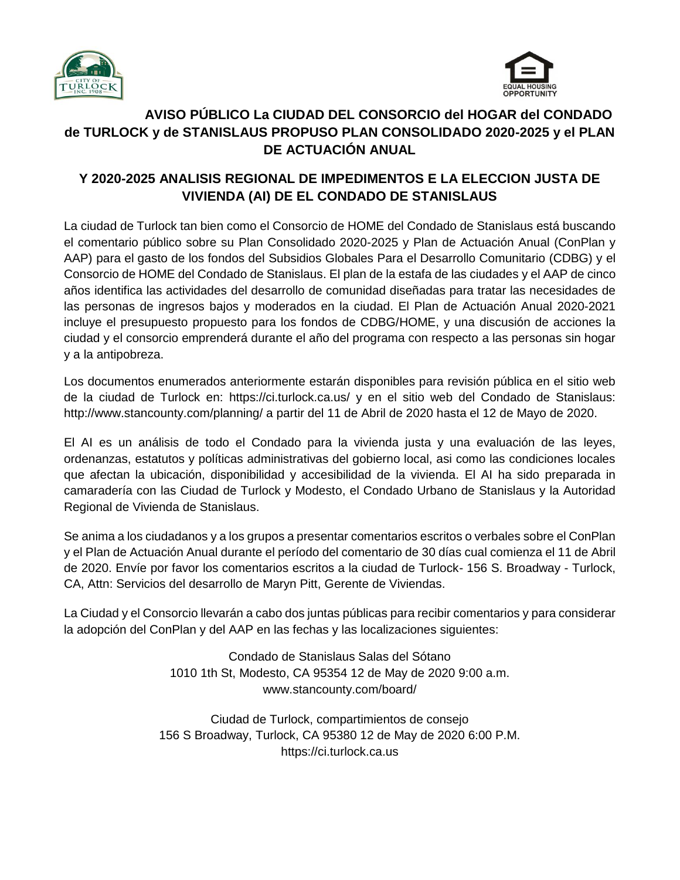# AVISO PÚBLICO La CIUDAD DEL CONSORCIO del HOGAR del CONDADO de TURLOCK y de STANISLAUS PROPUSO PLAN CONSOLIDADO 2020-2025 y el PLAN DE ACTUACIÓN ANUAL

## Y 2020-2025 ANALISIS REGIONAL DE IMPEDIMENTOS E LA ELECCION JUSTA DE VIVIENDA (AI) DE EL CONDADO DE STANISLAUS

La ciudad de Turlock tan bien como el Consorcio de HOME del Condado de Stanislaus está buscando el comentario público sobre su Plan Consolidado 2020-2025 y Plan de Actuación Anual (ConPlan y AAP) para el gasto de los fondos del Subsidios Globales Para el Desarrollo Comunitario (CDBG) y el Consorcio de HOME del Condado de Stanislaus. El plan de la estafa de las ciudades y el AAP de cinco años identifica las actividades del desarrollo de comunidad diseñadas para tratar las necesidades de las personas de ingresos bajos y moderados en la ciudad. El Plan de Actuación Anual 2020-2021 incluye el presupuesto propuesto para los fondos de CDBG/HOME, y una discusión de acciones la ciudad y el consorcio emprenderá durante el año del programa con respecto a las personas sin hogar y a la antipobreza.

Los documentos enumerados anteriormente estarán disponibles para revisión pública en el sitio web de la ciudad de Turlock en: https://ci.turlock.ca.us/ y en el sitio web del Condado de Stanislaus: http://www.stancounty.com/planning/ a partir del 11 de Abril de 2020 hasta el 12 de Mayo de 2020.

El AI es un análisis de todo el Condado para la vivienda justa y una evaluación de las leyes, ordenanzas, estatutos y políticas administrativas del gobierno local, asi como las condiciones locales que afectan la ubicación, disponibilidad y accesibilidad de la vivienda. El AI ha sido preparada in camaradería con las Ciudad de Turlock y Modesto, el Condado Urbano de Stanislaus y la Autoridad Regional de Vivienda de Stanislaus.

Se anima a los ciudadanos y a los grupos a presentar comentarios escritos o verbales sobre el ConPlan y el Plan de Actuación Anual durante el período del comentario de 30 días cual comienza el 11 de Abril de 2020. Envíe por favor los comentarios escritos a la ciudad de Turlock- 156 S. Broadway - Turlock, CA, Attn: Servicios del desarrollo de Maryn Pitt, Gerente de Viviendas.

La Ciudad y el Consorcio llevarán a cabo dos juntas públicas para recibir comentarios y para considerar la adopción del ConPlan y del AAP en las fechas y las localizaciones siguientes:

Condado de Stanislaus Salas del Sótano
1010 1th St, Modesto, CA 95354 12 de May de 2020 9:00 a.m.
www.stancounty.com/board/

Ciudad de Turlock, compartimientos de consejo
156 S Broadway, Turlock, CA 95380 12 de May de 2020 6:00 P.M.
https://ci.turlock.ca.us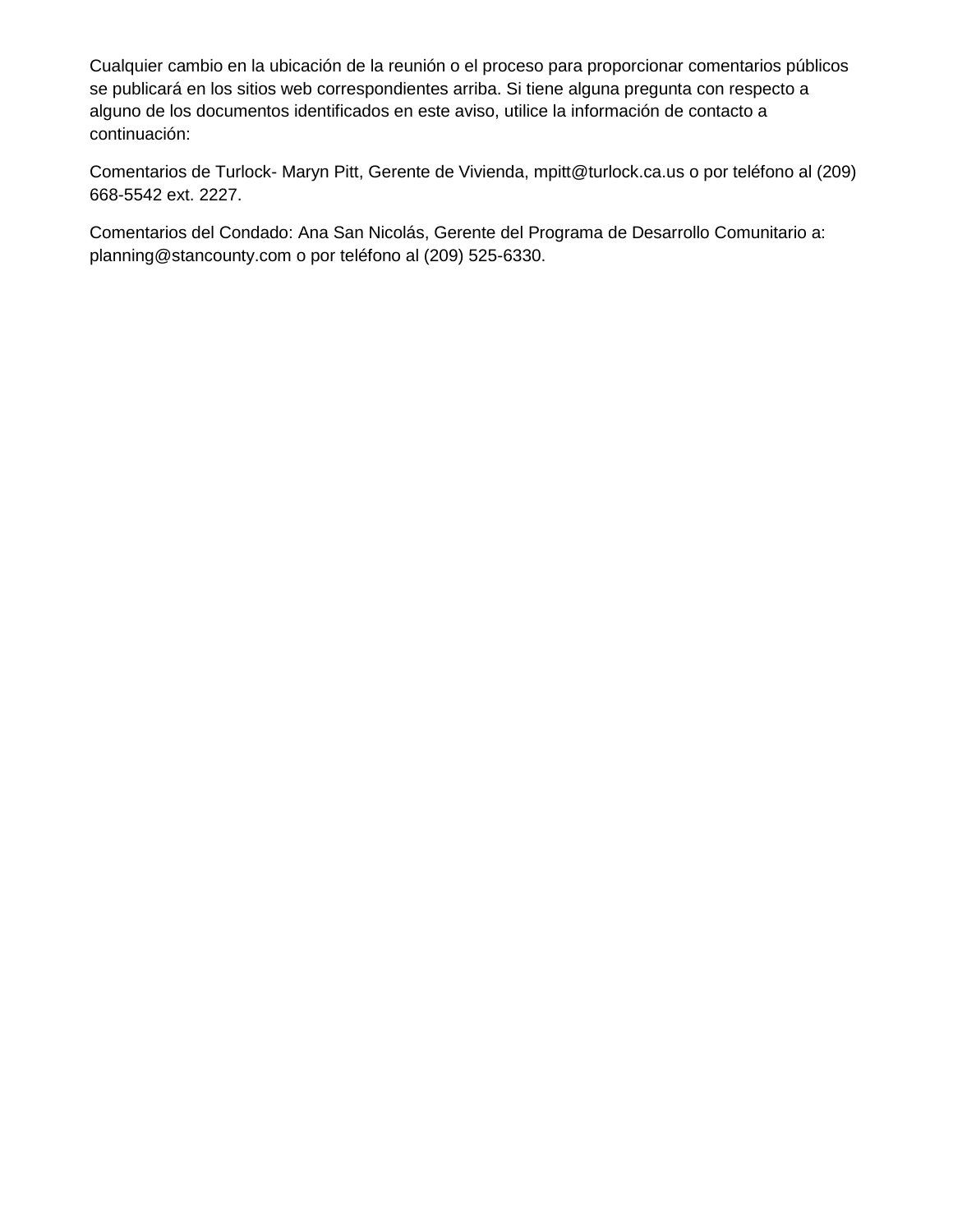Cualquier cambio en la ubicación de la reunión o el proceso para proporcionar comentarios públicos se publicará en los sitios web correspondientes arriba. Si tiene alguna pregunta con respecto a alguno de los documentos identificados en este aviso, utilice la información de contacto a continuación:

Comentarios de Turlock- Maryn Pitt, Gerente de Vivienda, mpitt@turlock.ca.us o por teléfono al (209) 668-5542 ext. 2227.

Comentarios del Condado: Ana San Nicolás, Gerente del Programa de Desarrollo Comunitario a: planning@stancounty.com o por teléfono al (209) 525-6330.